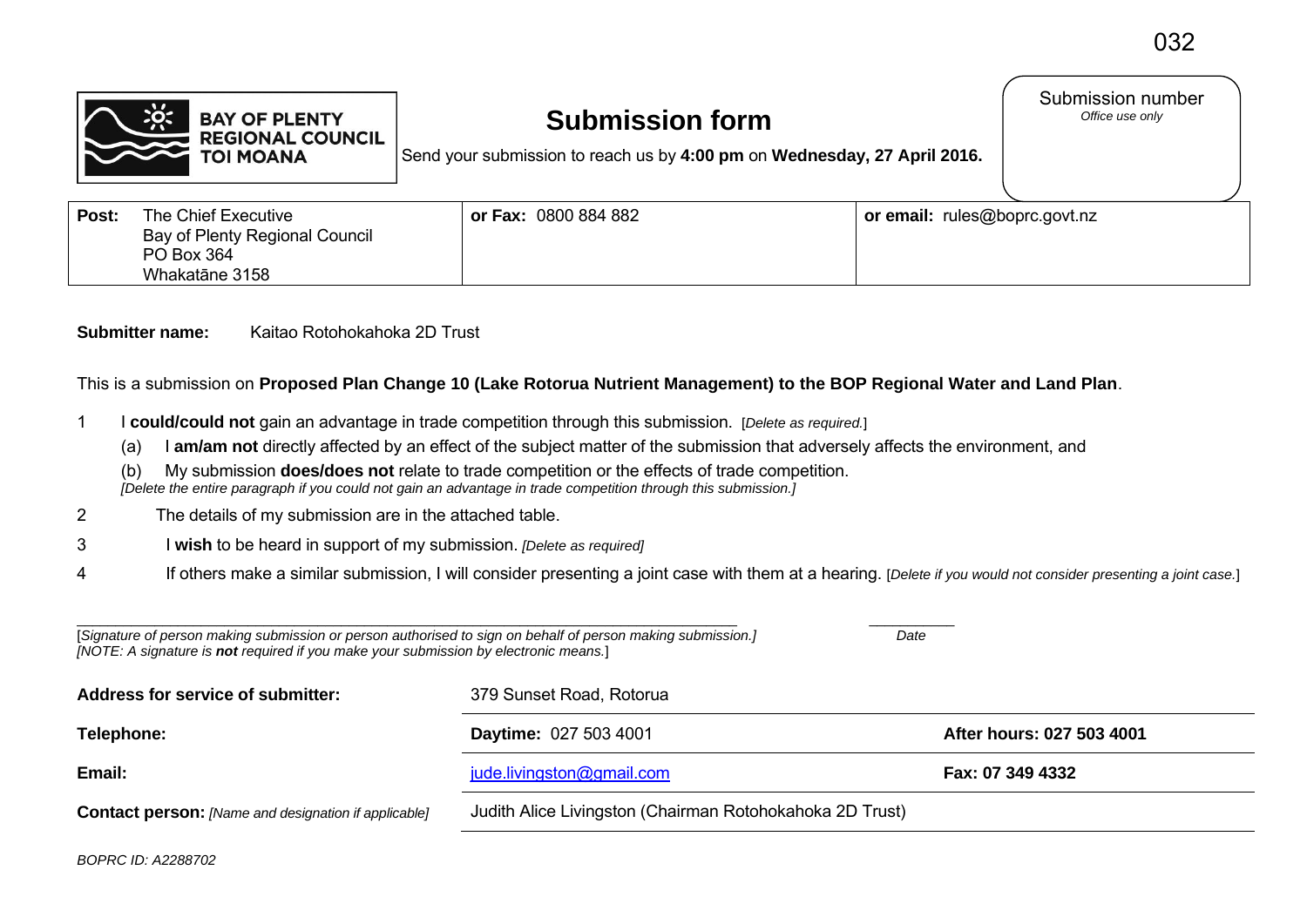032

BAY OF PLENTY REGIONAL COUNCIL TOI MOANA

# Submission form

Send your submission to reach us by **4:00 pm** on **Wednesday, 27 April 2016.**

Submission number
*Office use only*

| **Post:** The Chief Executive Bay of Plenty Regional Council PO Box 364 Whakatāne 3158 | **or Fax:** 0800 884 882 | **or email:** rules@boprc.govt.nz |
|---|---|---|

**Submitter name:** Kaitao Rotohokahoka 2D Trust

This is a submission on **Proposed Plan Change 10 (Lake Rotorua Nutrient Management) to the BOP Regional Water and Land Plan**.

1 I **could/could not** gain an advantage in trade competition through this submission. [*Delete as required.*]

(a) I **am/am not** directly affected by an effect of the subject matter of the submission that adversely affects the environment, and

(b) My submission **does/does not** relate to trade competition or the effects of trade competition.
*[Delete the entire paragraph if you could not gain an advantage in trade competition through this submission.]*

2 The details of my submission are in the attached table.

3 I **wish** to be heard in support of my submission. *[Delete as required]*

4 If others make a similar submission, I will consider presenting a joint case with them at a hearing. [*Delete if you would not consider presenting a joint case.*]

\_\_\_\_\_\_\_\_\_\_\_\_\_\_\_\_\_\_\_\_\_\_\_\_\_\_\_\_\_\_\_\_\_\_\_\_\_\_\_\_\_\_\_\_\_\_\_\_\_\_\_\_\_\_\_\_ \_\_\_\_\_\_\_\_\_\_
[*Signature of person making submission or person authorised to sign on behalf of person making submission.]* *Date*
*[NOTE: A signature is **not** required if you make your submission by electronic means.*]

| | | |
|---|---|---|
| **Address for service of submitter:** | 379 Sunset Road, Rotorua | |
| **Telephone:** | **Daytime:** 027 503 4001 | **After hours: 027 503 4001** |
| **Email:** | jude.livingston@gmail.com | **Fax: 07 349 4332** |
| **Contact person:** *[Name and designation if applicable]* | Judith Alice Livingston (Chairman Rotohokahoka 2D Trust) | |

*BOPRC ID: A2288702*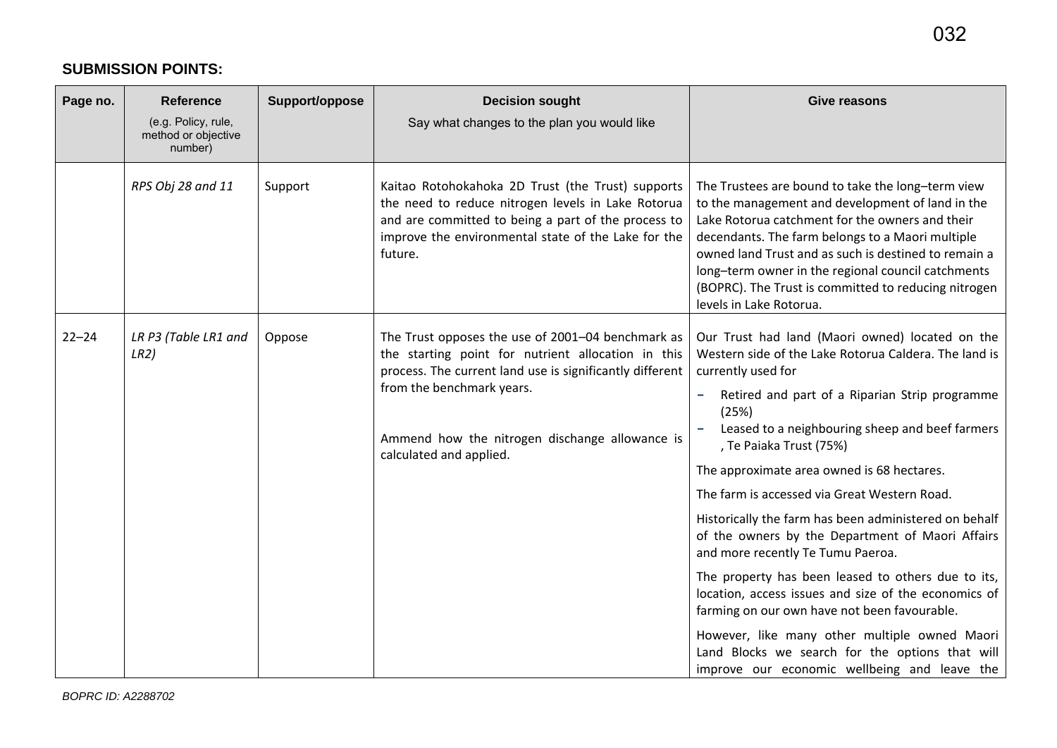## SUBMISSION POINTS:

| Page no. | Reference (e.g. Policy, rule, method or objective number) | Support/oppose | Decision sought Say what changes to the plan you would like | Give reasons |
|---|---|---|---|---|
| | *RPS Obj 28 and 11* | Support | Kaitao Rotohokahoka 2D Trust (the Trust) supports the need to reduce nitrogen levels in Lake Rotorua and are committed to being a part of the process to improve the environmental state of the Lake for the future. | The Trustees are bound to take the long–term view to the management and development of land in the Lake Rotorua catchment for the owners and their decendants. The farm belongs to a Maori multiple owned land Trust and as such is destined to remain a long–term owner in the regional council catchments (BOPRC). The Trust is committed to reducing nitrogen levels in Lake Rotorua. |
| 22–24 | *LR P3 (Table LR1 and LR2)* | Oppose | The Trust opposes the use of 2001–04 benchmark as the starting point for nutrient allocation in this process. The current land use is significantly different from the benchmark years.<br><br>Ammend how the nitrogen dischange allowance is calculated and applied. | Our Trust had land (Maori owned) located on the Western side of the Lake Rotorua Caldera. The land is currently used for<br>- Retired and part of a Riparian Strip programme (25%)<br>- Leased to a neighbouring sheep and beef farmers , Te Paiaka Trust (75%)<br><br>The approximate area owned is 68 hectares.<br><br>The farm is accessed via Great Western Road.<br><br>Historically the farm has been administered on behalf of the owners by the Department of Maori Affairs and more recently Te Tumu Paeroa.<br><br>The property has been leased to others due to its, location, access issues and size of the economics of farming on our own have not been favourable.<br><br>However, like many other multiple owned Maori Land Blocks we search for the options that will improve our economic wellbeing and leave the |

*BOPRC ID: A2288702*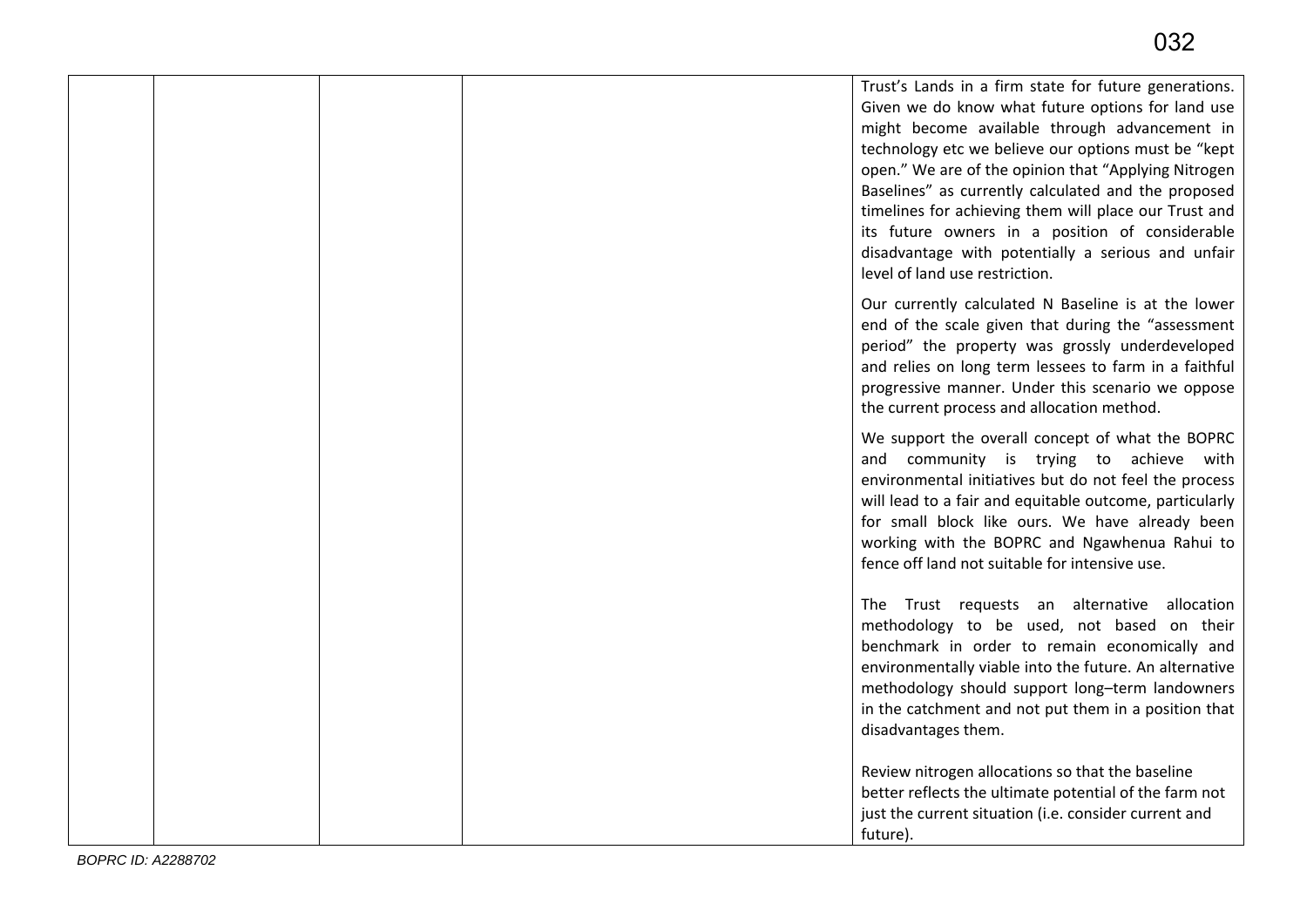| | | | | |
|---|---|---|---|---|
| | | | | Trust's Lands in a firm state for future generations. Given we do know what future options for land use might become available through advancement in technology etc we believe our options must be "kept open." We are of the opinion that "Applying Nitrogen Baselines" as currently calculated and the proposed timelines for achieving them will place our Trust and its future owners in a position of considerable disadvantage with potentially a serious and unfair level of land use restriction.<br><br>Our currently calculated N Baseline is at the lower end of the scale given that during the "assessment period" the property was grossly underdeveloped and relies on long term lessees to farm in a faithful progressive manner. Under this scenario we oppose the current process and allocation method.<br><br>We support the overall concept of what the BOPRC and community is trying to achieve with environmental initiatives but do not feel the process will lead to a fair and equitable outcome, particularly for small block like ours. We have already been working with the BOPRC and Ngawhenua Rahui to fence off land not suitable for intensive use.<br><br>The Trust requests an alternative allocation methodology to be used, not based on their benchmark in order to remain economically and environmentally viable into the future. An alternative methodology should support long–term landowners in the catchment and not put them in a position that disadvantages them.<br><br>Review nitrogen allocations so that the baseline better reflects the ultimate potential of the farm not just the current situation (i.e. consider current and future). |

BOPRC ID: A2288702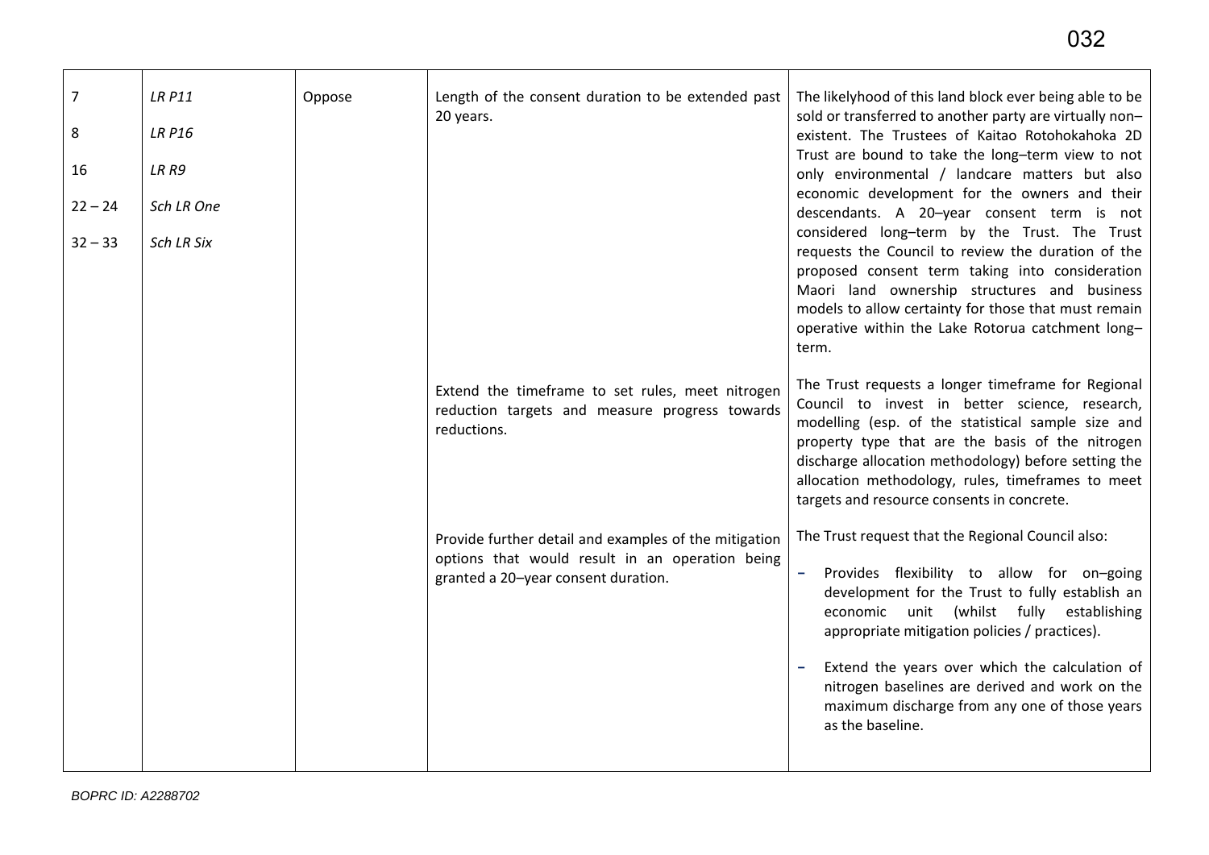| | | | | |
|---|---|---|---|---|
| 7<br><br>8<br><br>16<br><br>22 – 24<br><br>32 – 33 | *LR P11*<br><br>*LR P16*<br><br>*LR R9*<br><br>*Sch LR One*<br><br>*Sch LR Six* | Oppose | Length of the consent duration to be extended past 20 years. | The likelyhood of this land block ever being able to be sold or transferred to another party are virtually non–existent. The Trustees of Kaitao Rotohokahoka 2D Trust are bound to take the long–term view to not only environmental / landcare matters but also economic development for the owners and their descendants. A 20–year consent term is not considered long–term by the Trust. The Trust requests the Council to review the duration of the proposed consent term taking into consideration Maori land ownership structures and business models to allow certainty for those that must remain operative within the Lake Rotorua catchment long–term. |
| | | | Extend the timeframe to set rules, meet nitrogen reduction targets and measure progress towards reductions. | The Trust requests a longer timeframe for Regional Council to invest in better science, research, modelling (esp. of the statistical sample size and property type that are the basis of the nitrogen discharge allocation methodology) before setting the allocation methodology, rules, timeframes to meet targets and resource consents in concrete. |
| | | | Provide further detail and examples of the mitigation options that would result in an operation being granted a 20–year consent duration. | The Trust request that the Regional Council also:<br><br>- Provides flexibility to allow for on–going development for the Trust to fully establish an economic unit (whilst fully establishing appropriate mitigation policies / practices).<br><br>- Extend the years over which the calculation of nitrogen baselines are derived and work on the maximum discharge from any one of those years as the baseline. |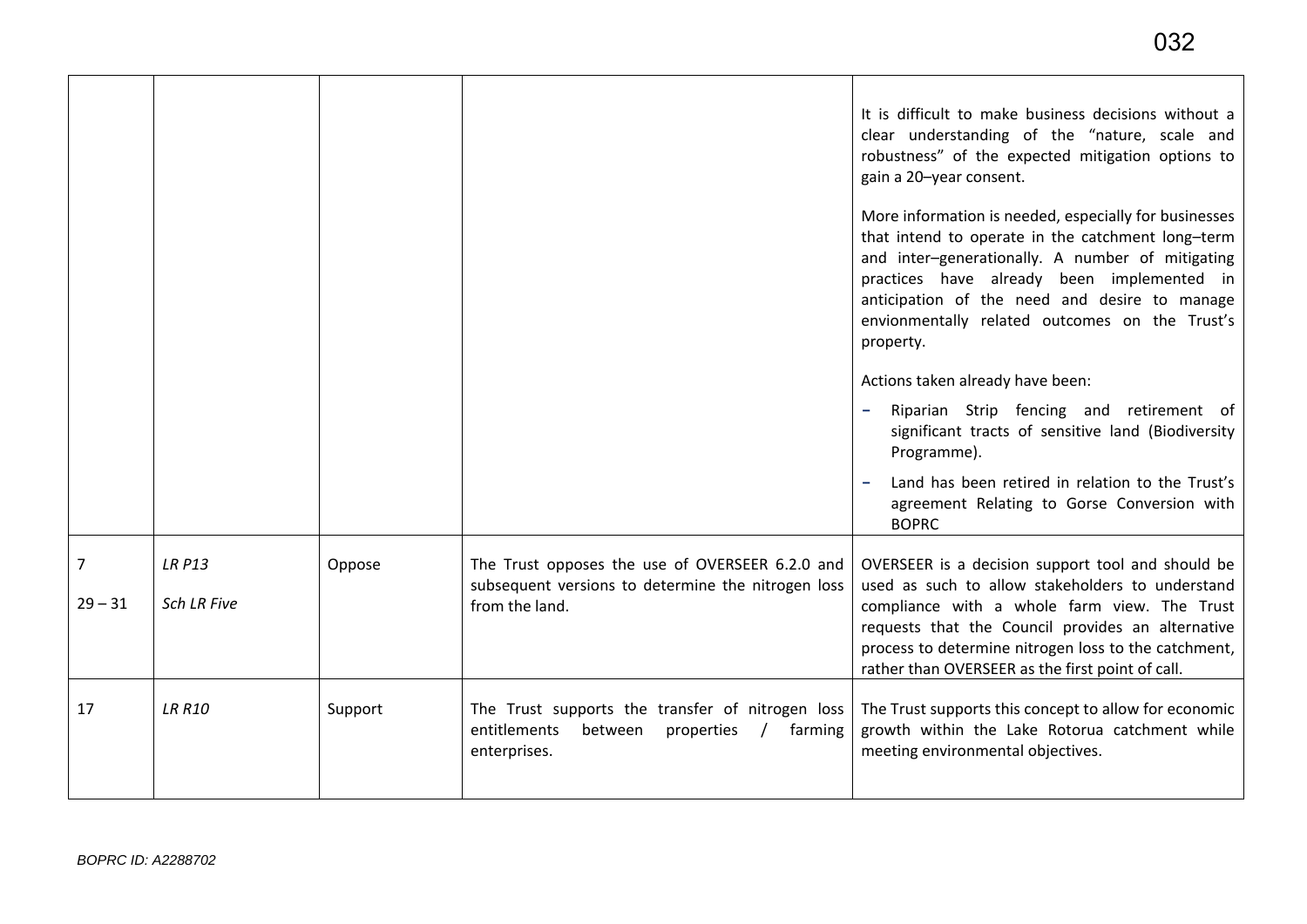| | | | | |
|---|---|---|---|---|
| | | | | It is difficult to make business decisions without a clear understanding of the "nature, scale and robustness" of the expected mitigation options to gain a 20–year consent.<br><br>More information is needed, especially for businesses that intend to operate in the catchment long–term and inter–generationally. A number of mitigating practices have already been implemented in anticipation of the need and desire to manage envionmentally related outcomes on the Trust's property.<br><br>Actions taken already have been:<br><br>- Riparian Strip fencing and retirement of significant tracts of sensitive land (Biodiversity Programme).<br>- Land has been retired in relation to the Trust's agreement Relating to Gorse Conversion with BOPRC |
| 7<br><br>29 – 31 | *LR P13*<br><br>*Sch LR Five* | Oppose | The Trust opposes the use of OVERSEER 6.2.0 and subsequent versions to determine the nitrogen loss from the land. | OVERSEER is a decision support tool and should be used as such to allow stakeholders to understand compliance with a whole farm view. The Trust requests that the Council provides an alternative process to determine nitrogen loss to the catchment, rather than OVERSEER as the first point of call. |
| 17 | *LR R10* | Support | The Trust supports the transfer of nitrogen loss entitlements between properties / farming enterprises. | The Trust supports this concept to allow for economic growth within the Lake Rotorua catchment while meeting environmental objectives. |

*BOPRC ID: A2288702*